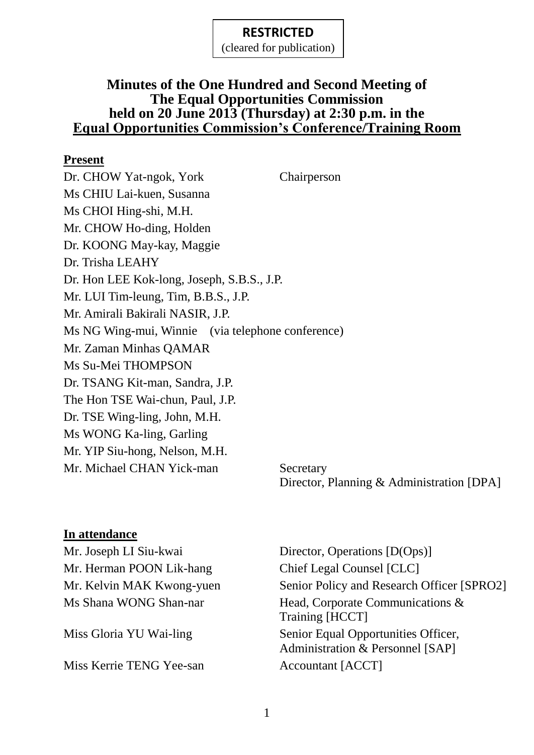**RESTRICTED**
(cleared for publication)

# Minutes of the One Hundred and Second Meeting of The Equal Opportunities Commission held on 20 June 2013 (Thursday) at 2:30 p.m. in the Equal Opportunities Commission's Conference/Training Room

**Present**

| | |
|---|---|
| Dr. CHOW Yat-ngok, York | Chairperson |
| Ms CHIU Lai-kuen, Susanna | |
| Ms CHOI Hing-shi, M.H. | |
| Mr. CHOW Ho-ding, Holden | |
| Dr. KOONG May-kay, Maggie | |
| Dr. Trisha LEAHY | |
| Dr. Hon LEE Kok-long, Joseph, S.B.S., J.P. | |
| Mr. LUI Tim-leung, Tim, B.B.S., J.P. | |
| Mr. Amirali Bakirali NASIR, J.P. | |
| Ms NG Wing-mui, Winnie (via telephone conference) | |
| Mr. Zaman Minhas QAMAR | |
| Ms Su-Mei THOMPSON | |
| Dr. TSANG Kit-man, Sandra, J.P. | |
| The Hon TSE Wai-chun, Paul, J.P. | |
| Dr. TSE Wing-ling, John, M.H. | |
| Ms WONG Ka-ling, Garling | |
| Mr. YIP Siu-hong, Nelson, M.H. | |
| Mr. Michael CHAN Yick-man | Secretary<br>Director, Planning & Administration [DPA] |

**In attendance**

| | |
|---|---|
| Mr. Joseph LI Siu-kwai | Director, Operations [D(Ops)] |
| Mr. Herman POON Lik-hang | Chief Legal Counsel [CLC] |
| Mr. Kelvin MAK Kwong-yuen | Senior Policy and Research Officer [SPRO2] |
| Ms Shana WONG Shan-nar | Head, Corporate Communications & Training [HCCT] |
| Miss Gloria YU Wai-ling | Senior Equal Opportunities Officer, Administration & Personnel [SAP] |
| Miss Kerrie TENG Yee-san | Accountant [ACCT] |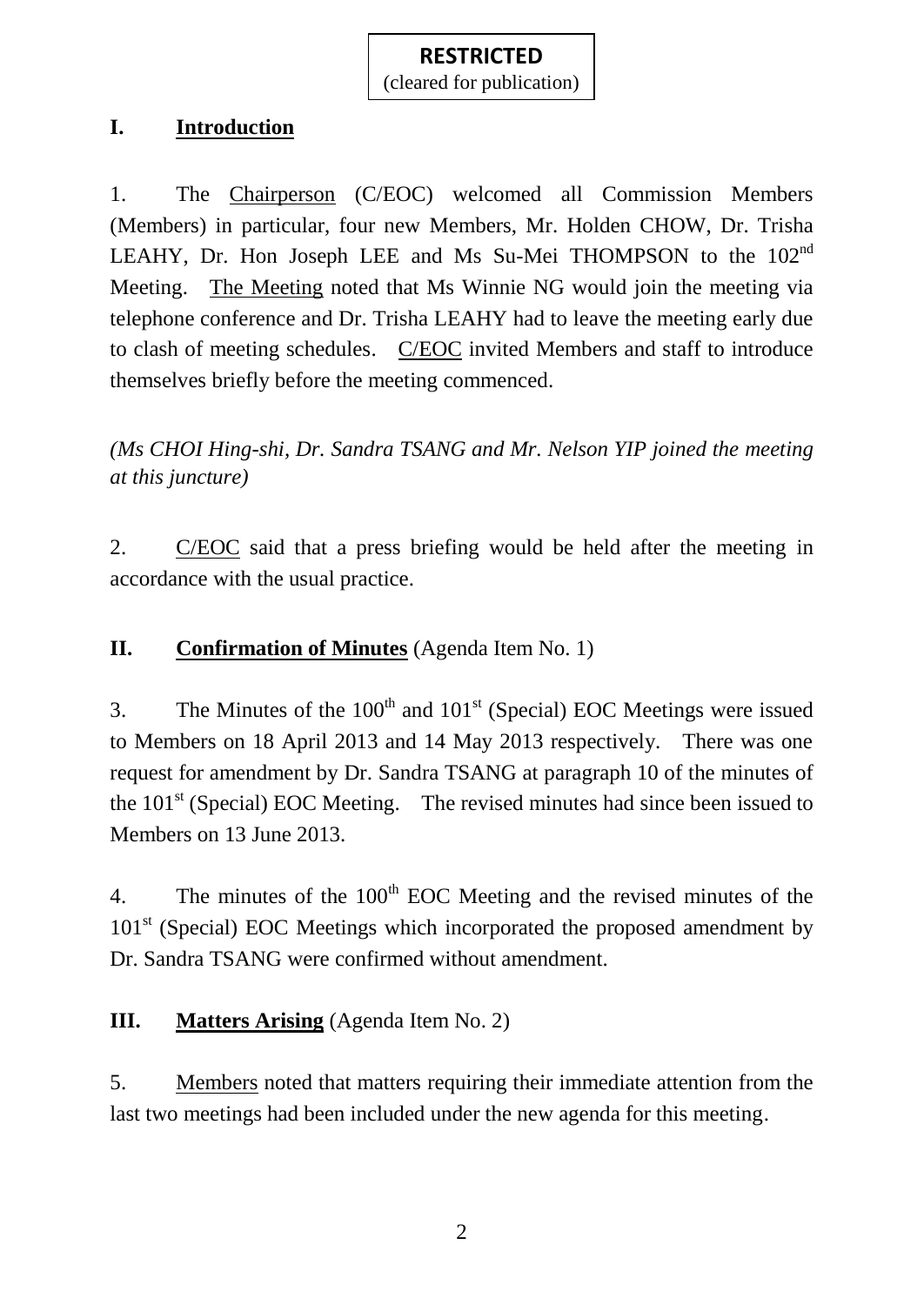**RESTRICTED**
(cleared for publication)

## I. Introduction

1. The Chairperson (C/EOC) welcomed all Commission Members (Members) in particular, four new Members, Mr. Holden CHOW, Dr. Trisha LEAHY, Dr. Hon Joseph LEE and Ms Su-Mei THOMPSON to the 102nd Meeting. The Meeting noted that Ms Winnie NG would join the meeting via telephone conference and Dr. Trisha LEAHY had to leave the meeting early due to clash of meeting schedules. C/EOC invited Members and staff to introduce themselves briefly before the meeting commenced.

*(Ms CHOI Hing-shi, Dr. Sandra TSANG and Mr. Nelson YIP joined the meeting at this juncture)*

2. C/EOC said that a press briefing would be held after the meeting in accordance with the usual practice.

## II. Confirmation of Minutes (Agenda Item No. 1)

3. The Minutes of the 100th and 101st (Special) EOC Meetings were issued to Members on 18 April 2013 and 14 May 2013 respectively. There was one request for amendment by Dr. Sandra TSANG at paragraph 10 of the minutes of the 101st (Special) EOC Meeting. The revised minutes had since been issued to Members on 13 June 2013.

4. The minutes of the 100th EOC Meeting and the revised minutes of the 101st (Special) EOC Meetings which incorporated the proposed amendment by Dr. Sandra TSANG were confirmed without amendment.

## III. Matters Arising (Agenda Item No. 2)

5. Members noted that matters requiring their immediate attention from the last two meetings had been included under the new agenda for this meeting.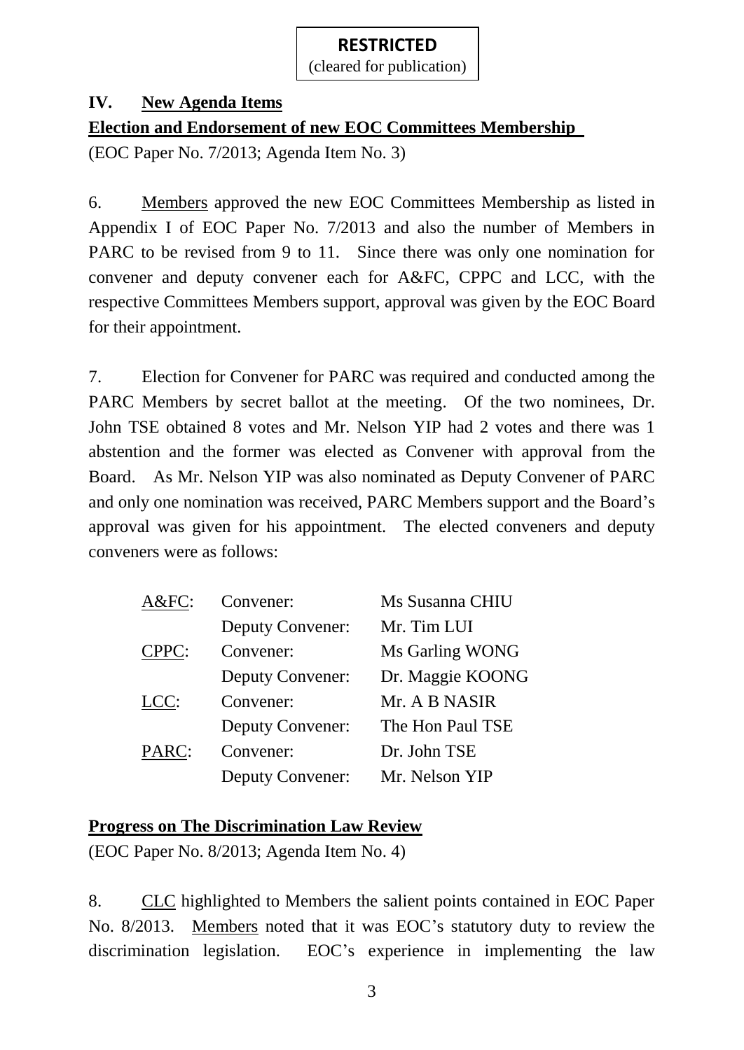**RESTRICTED**
(cleared for publication)

## IV. New Agenda Items

### Election and Endorsement of new EOC Committees Membership

(EOC Paper No. 7/2013; Agenda Item No. 3)

6. Members approved the new EOC Committees Membership as listed in Appendix I of EOC Paper No. 7/2013 and also the number of Members in PARC to be revised from 9 to 11. Since there was only one nomination for convener and deputy convener each for A&FC, CPPC and LCC, with the respective Committees Members support, approval was given by the EOC Board for their appointment.

7. Election for Convener for PARC was required and conducted among the PARC Members by secret ballot at the meeting. Of the two nominees, Dr. John TSE obtained 8 votes and Mr. Nelson YIP had 2 votes and there was 1 abstention and the former was elected as Convener with approval from the Board. As Mr. Nelson YIP was also nominated as Deputy Convener of PARC and only one nomination was received, PARC Members support and the Board's approval was given for his appointment. The elected conveners and deputy conveners were as follows:

| | | |
|---|---|---|
| A&FC: | Convener: | Ms Susanna CHIU |
| | Deputy Convener: | Mr. Tim LUI |
| CPPC: | Convener: | Ms Garling WONG |
| | Deputy Convener: | Dr. Maggie KOONG |
| LCC: | Convener: | Mr. A B NASIR |
| | Deputy Convener: | The Hon Paul TSE |
| PARC: | Convener: | Dr. John TSE |
| | Deputy Convener: | Mr. Nelson YIP |

### Progress on The Discrimination Law Review

(EOC Paper No. 8/2013; Agenda Item No. 4)

8. CLC highlighted to Members the salient points contained in EOC Paper No. 8/2013. Members noted that it was EOC's statutory duty to review the discrimination legislation. EOC's experience in implementing the law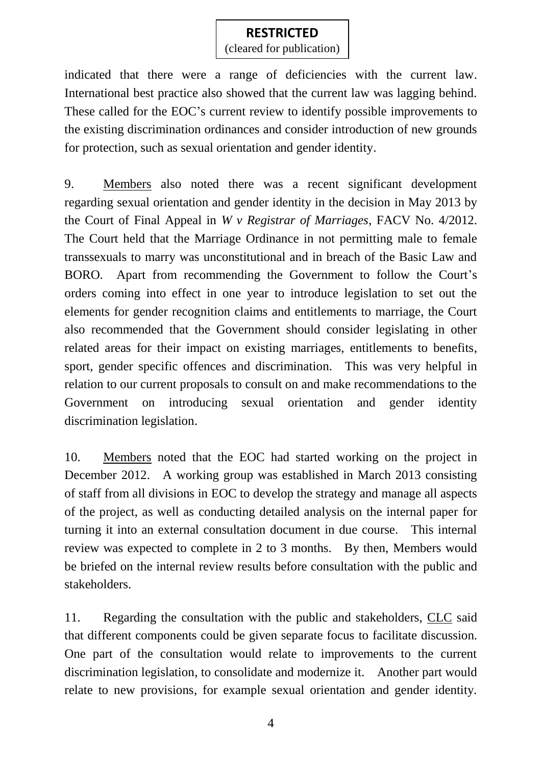indicated that there were a range of deficiencies with the current law. International best practice also showed that the current law was lagging behind. These called for the EOC's current review to identify possible improvements to the existing discrimination ordinances and consider introduction of new grounds for protection, such as sexual orientation and gender identity.

9. Members also noted there was a recent significant development regarding sexual orientation and gender identity in the decision in May 2013 by the Court of Final Appeal in *W v Registrar of Marriages*, FACV No. 4/2012. The Court held that the Marriage Ordinance in not permitting male to female transsexuals to marry was unconstitutional and in breach of the Basic Law and BORO. Apart from recommending the Government to follow the Court's orders coming into effect in one year to introduce legislation to set out the elements for gender recognition claims and entitlements to marriage, the Court also recommended that the Government should consider legislating in other related areas for their impact on existing marriages, entitlements to benefits, sport, gender specific offences and discrimination. This was very helpful in relation to our current proposals to consult on and make recommendations to the Government on introducing sexual orientation and gender identity discrimination legislation.

10. Members noted that the EOC had started working on the project in December 2012. A working group was established in March 2013 consisting of staff from all divisions in EOC to develop the strategy and manage all aspects of the project, as well as conducting detailed analysis on the internal paper for turning it into an external consultation document in due course. This internal review was expected to complete in 2 to 3 months. By then, Members would be briefed on the internal review results before consultation with the public and stakeholders.

11. Regarding the consultation with the public and stakeholders, CLC said that different components could be given separate focus to facilitate discussion. One part of the consultation would relate to improvements to the current discrimination legislation, to consolidate and modernize it. Another part would relate to new provisions, for example sexual orientation and gender identity.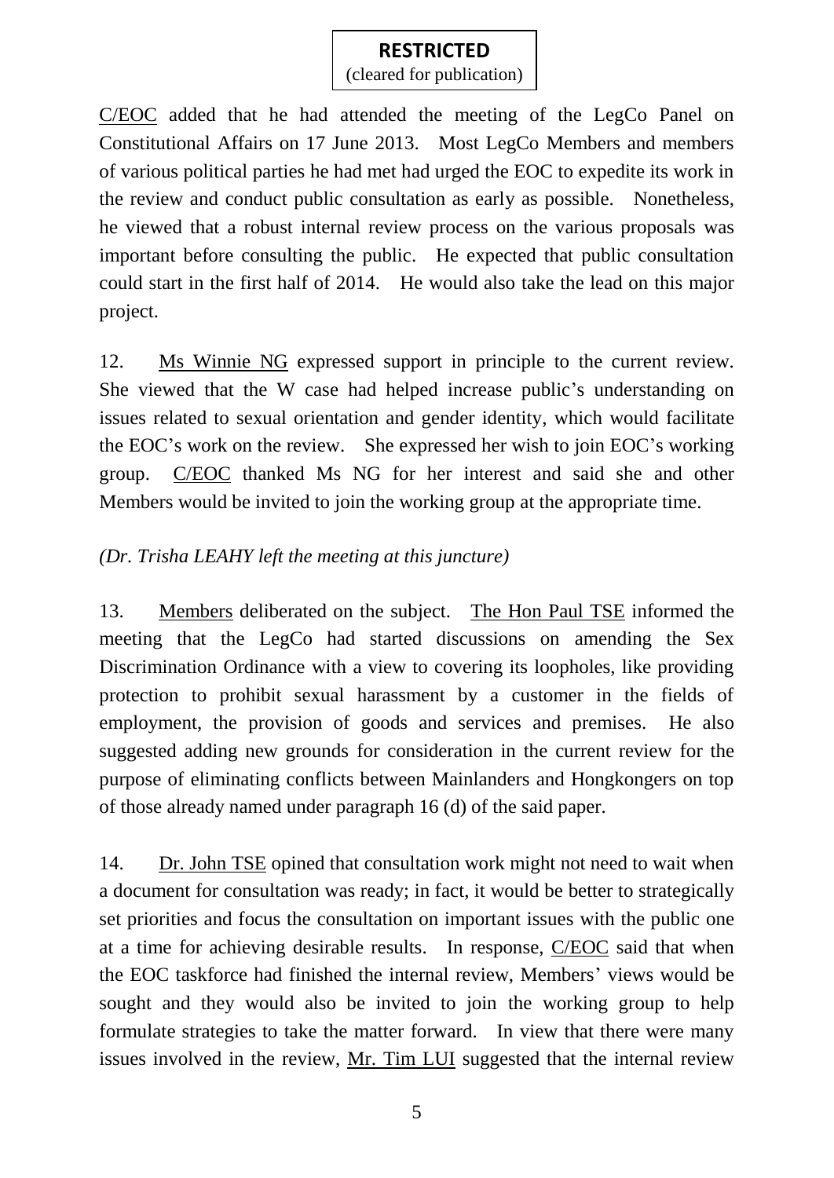C/EOC added that he had attended the meeting of the LegCo Panel on Constitutional Affairs on 17 June 2013. Most LegCo Members and members of various political parties he had met had urged the EOC to expedite its work in the review and conduct public consultation as early as possible. Nonetheless, he viewed that a robust internal review process on the various proposals was important before consulting the public. He expected that public consultation could start in the first half of 2014. He would also take the lead on this major project.

12. Ms Winnie NG expressed support in principle to the current review. She viewed that the W case had helped increase public's understanding on issues related to sexual orientation and gender identity, which would facilitate the EOC's work on the review. She expressed her wish to join EOC's working group. C/EOC thanked Ms NG for her interest and said she and other Members would be invited to join the working group at the appropriate time.

*(Dr. Trisha LEAHY left the meeting at this juncture)*

13. Members deliberated on the subject. The Hon Paul TSE informed the meeting that the LegCo had started discussions on amending the Sex Discrimination Ordinance with a view to covering its loopholes, like providing protection to prohibit sexual harassment by a customer in the fields of employment, the provision of goods and services and premises. He also suggested adding new grounds for consideration in the current review for the purpose of eliminating conflicts between Mainlanders and Hongkongers on top of those already named under paragraph 16 (d) of the said paper.

14. Dr. John TSE opined that consultation work might not need to wait when a document for consultation was ready; in fact, it would be better to strategically set priorities and focus the consultation on important issues with the public one at a time for achieving desirable results. In response, C/EOC said that when the EOC taskforce had finished the internal review, Members' views would be sought and they would also be invited to join the working group to help formulate strategies to take the matter forward. In view that there were many issues involved in the review, Mr. Tim LUI suggested that the internal review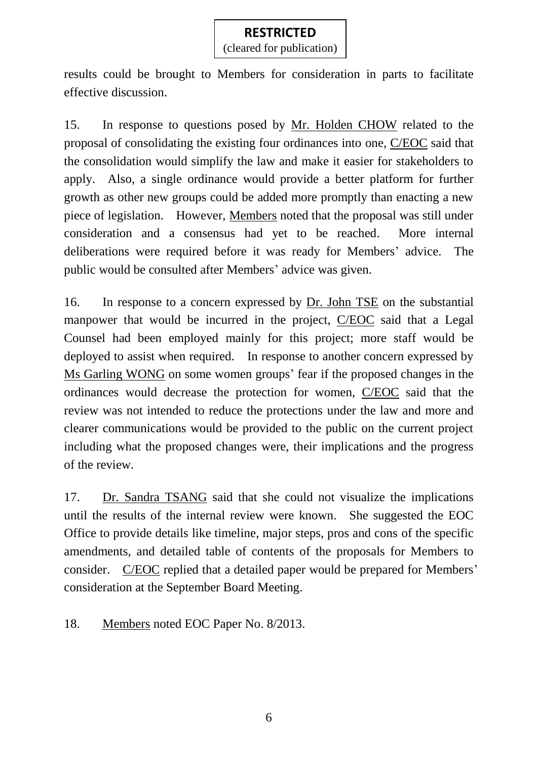results could be brought to Members for consideration in parts to facilitate effective discussion.

15. In response to questions posed by Mr. Holden CHOW related to the proposal of consolidating the existing four ordinances into one, C/EOC said that the consolidation would simplify the law and make it easier for stakeholders to apply. Also, a single ordinance would provide a better platform for further growth as other new groups could be added more promptly than enacting a new piece of legislation. However, Members noted that the proposal was still under consideration and a consensus had yet to be reached. More internal deliberations were required before it was ready for Members' advice. The public would be consulted after Members' advice was given.

16. In response to a concern expressed by Dr. John TSE on the substantial manpower that would be incurred in the project, C/EOC said that a Legal Counsel had been employed mainly for this project; more staff would be deployed to assist when required. In response to another concern expressed by Ms Garling WONG on some women groups' fear if the proposed changes in the ordinances would decrease the protection for women, C/EOC said that the review was not intended to reduce the protections under the law and more and clearer communications would be provided to the public on the current project including what the proposed changes were, their implications and the progress of the review.

17. Dr. Sandra TSANG said that she could not visualize the implications until the results of the internal review were known. She suggested the EOC Office to provide details like timeline, major steps, pros and cons of the specific amendments, and detailed table of contents of the proposals for Members to consider. C/EOC replied that a detailed paper would be prepared for Members' consideration at the September Board Meeting.

18. Members noted EOC Paper No. 8/2013.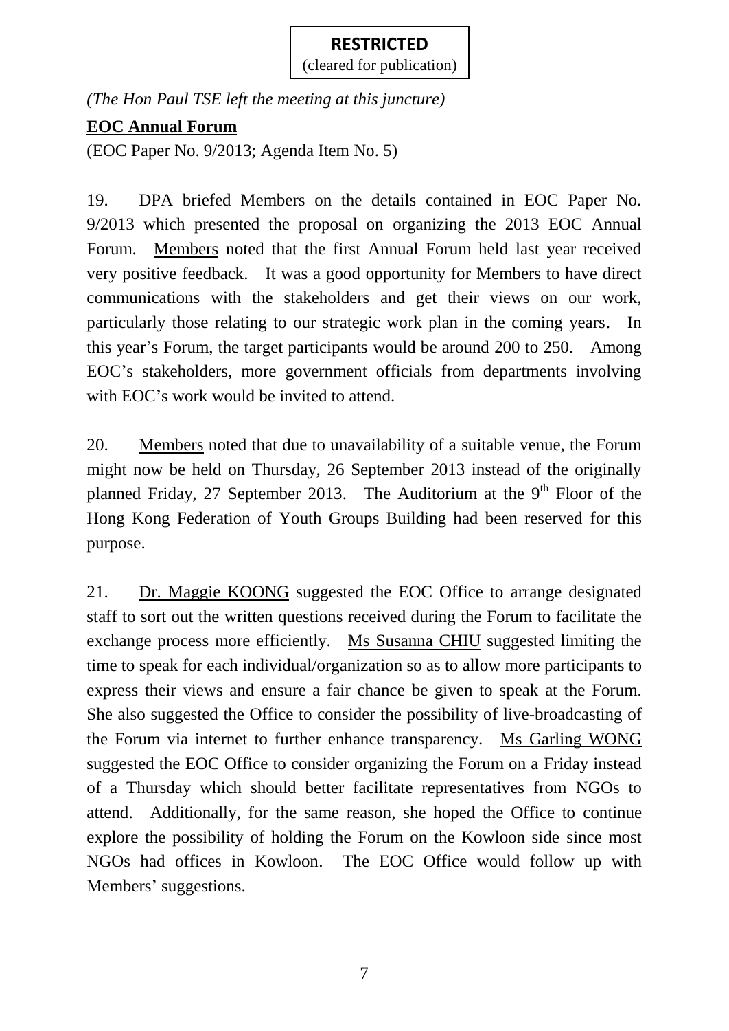**RESTRICTED**
(cleared for publication)

*(The Hon Paul TSE left the meeting at this juncture)*

**EOC Annual Forum**

(EOC Paper No. 9/2013; Agenda Item No. 5)

19. DPA briefed Members on the details contained in EOC Paper No. 9/2013 which presented the proposal on organizing the 2013 EOC Annual Forum. Members noted that the first Annual Forum held last year received very positive feedback. It was a good opportunity for Members to have direct communications with the stakeholders and get their views on our work, particularly those relating to our strategic work plan in the coming years. In this year's Forum, the target participants would be around 200 to 250. Among EOC's stakeholders, more government officials from departments involving with EOC's work would be invited to attend.

20. Members noted that due to unavailability of a suitable venue, the Forum might now be held on Thursday, 26 September 2013 instead of the originally planned Friday, 27 September 2013. The Auditorium at the 9th Floor of the Hong Kong Federation of Youth Groups Building had been reserved for this purpose.

21. Dr. Maggie KOONG suggested the EOC Office to arrange designated staff to sort out the written questions received during the Forum to facilitate the exchange process more efficiently. Ms Susanna CHIU suggested limiting the time to speak for each individual/organization so as to allow more participants to express their views and ensure a fair chance be given to speak at the Forum. She also suggested the Office to consider the possibility of live-broadcasting of the Forum via internet to further enhance transparency. Ms Garling WONG suggested the EOC Office to consider organizing the Forum on a Friday instead of a Thursday which should better facilitate representatives from NGOs to attend. Additionally, for the same reason, she hoped the Office to continue explore the possibility of holding the Forum on the Kowloon side since most NGOs had offices in Kowloon. The EOC Office would follow up with Members' suggestions.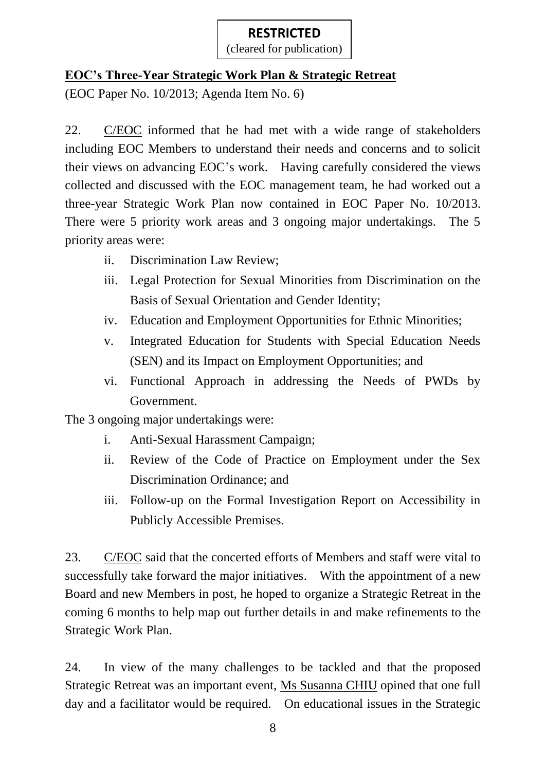**RESTRICTED**
(cleared for publication)

**EOC's Three-Year Strategic Work Plan & Strategic Retreat**

(EOC Paper No. 10/2013; Agenda Item No. 6)

22. C/EOC informed that he had met with a wide range of stakeholders including EOC Members to understand their needs and concerns and to solicit their views on advancing EOC's work. Having carefully considered the views collected and discussed with the EOC management team, he had worked out a three-year Strategic Work Plan now contained in EOC Paper No. 10/2013. There were 5 priority work areas and 3 ongoing major undertakings. The 5 priority areas were:

- ii. Discrimination Law Review;
- iii. Legal Protection for Sexual Minorities from Discrimination on the Basis of Sexual Orientation and Gender Identity;
- iv. Education and Employment Opportunities for Ethnic Minorities;
- v. Integrated Education for Students with Special Education Needs (SEN) and its Impact on Employment Opportunities; and
- vi. Functional Approach in addressing the Needs of PWDs by Government.

The 3 ongoing major undertakings were:

- i. Anti-Sexual Harassment Campaign;
- ii. Review of the Code of Practice on Employment under the Sex Discrimination Ordinance; and
- iii. Follow-up on the Formal Investigation Report on Accessibility in Publicly Accessible Premises.

23. C/EOC said that the concerted efforts of Members and staff were vital to successfully take forward the major initiatives. With the appointment of a new Board and new Members in post, he hoped to organize a Strategic Retreat in the coming 6 months to help map out further details in and make refinements to the Strategic Work Plan.

24. In view of the many challenges to be tackled and that the proposed Strategic Retreat was an important event, Ms Susanna CHIU opined that one full day and a facilitator would be required. On educational issues in the Strategic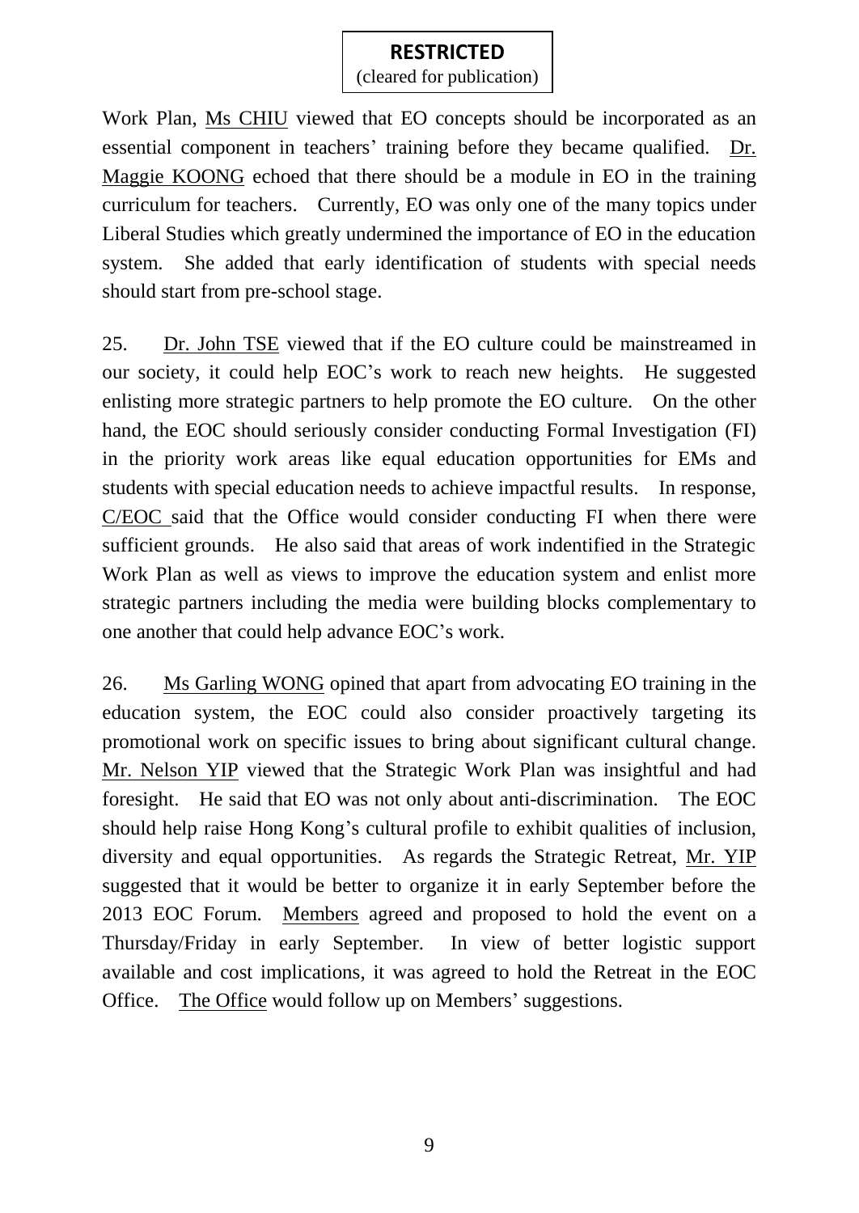Work Plan, Ms CHIU viewed that EO concepts should be incorporated as an essential component in teachers' training before they became qualified. Dr. Maggie KOONG echoed that there should be a module in EO in the training curriculum for teachers. Currently, EO was only one of the many topics under Liberal Studies which greatly undermined the importance of EO in the education system. She added that early identification of students with special needs should start from pre-school stage.

25. Dr. John TSE viewed that if the EO culture could be mainstreamed in our society, it could help EOC's work to reach new heights. He suggested enlisting more strategic partners to help promote the EO culture. On the other hand, the EOC should seriously consider conducting Formal Investigation (FI) in the priority work areas like equal education opportunities for EMs and students with special education needs to achieve impactful results. In response, C/EOC said that the Office would consider conducting FI when there were sufficient grounds. He also said that areas of work indentified in the Strategic Work Plan as well as views to improve the education system and enlist more strategic partners including the media were building blocks complementary to one another that could help advance EOC's work.

26. Ms Garling WONG opined that apart from advocating EO training in the education system, the EOC could also consider proactively targeting its promotional work on specific issues to bring about significant cultural change. Mr. Nelson YIP viewed that the Strategic Work Plan was insightful and had foresight. He said that EO was not only about anti-discrimination. The EOC should help raise Hong Kong's cultural profile to exhibit qualities of inclusion, diversity and equal opportunities. As regards the Strategic Retreat, Mr. YIP suggested that it would be better to organize it in early September before the 2013 EOC Forum. Members agreed and proposed to hold the event on a Thursday/Friday in early September. In view of better logistic support available and cost implications, it was agreed to hold the Retreat in the EOC Office. The Office would follow up on Members' suggestions.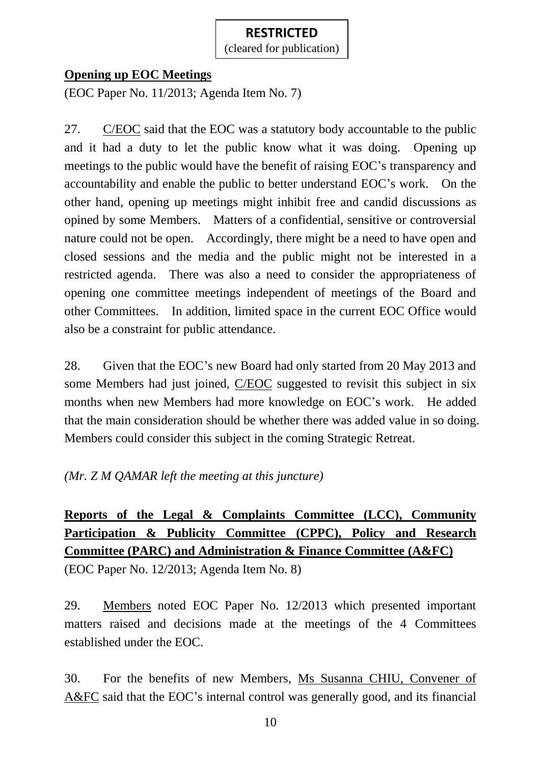**RESTRICTED**
(cleared for publication)

**Opening up EOC Meetings**

(EOC Paper No. 11/2013; Agenda Item No. 7)

27. C/EOC said that the EOC was a statutory body accountable to the public and it had a duty to let the public know what it was doing. Opening up meetings to the public would have the benefit of raising EOC's transparency and accountability and enable the public to better understand EOC's work. On the other hand, opening up meetings might inhibit free and candid discussions as opined by some Members. Matters of a confidential, sensitive or controversial nature could not be open. Accordingly, there might be a need to have open and closed sessions and the media and the public might not be interested in a restricted agenda. There was also a need to consider the appropriateness of opening one committee meetings independent of meetings of the Board and other Committees. In addition, limited space in the current EOC Office would also be a constraint for public attendance.

28. Given that the EOC's new Board had only started from 20 May 2013 and some Members had just joined, C/EOC suggested to revisit this subject in six months when new Members had more knowledge on EOC's work. He added that the main consideration should be whether there was added value in so doing. Members could consider this subject in the coming Strategic Retreat.

*(Mr. Z M QAMAR left the meeting at this juncture)*

**Reports of the Legal & Complaints Committee (LCC), Community Participation & Publicity Committee (CPPC), Policy and Research Committee (PARC) and Administration & Finance Committee (A&FC)**

(EOC Paper No. 12/2013; Agenda Item No. 8)

29. Members noted EOC Paper No. 12/2013 which presented important matters raised and decisions made at the meetings of the 4 Committees established under the EOC.

30. For the benefits of new Members, Ms Susanna CHIU, Convener of A&FC said that the EOC's internal control was generally good, and its financial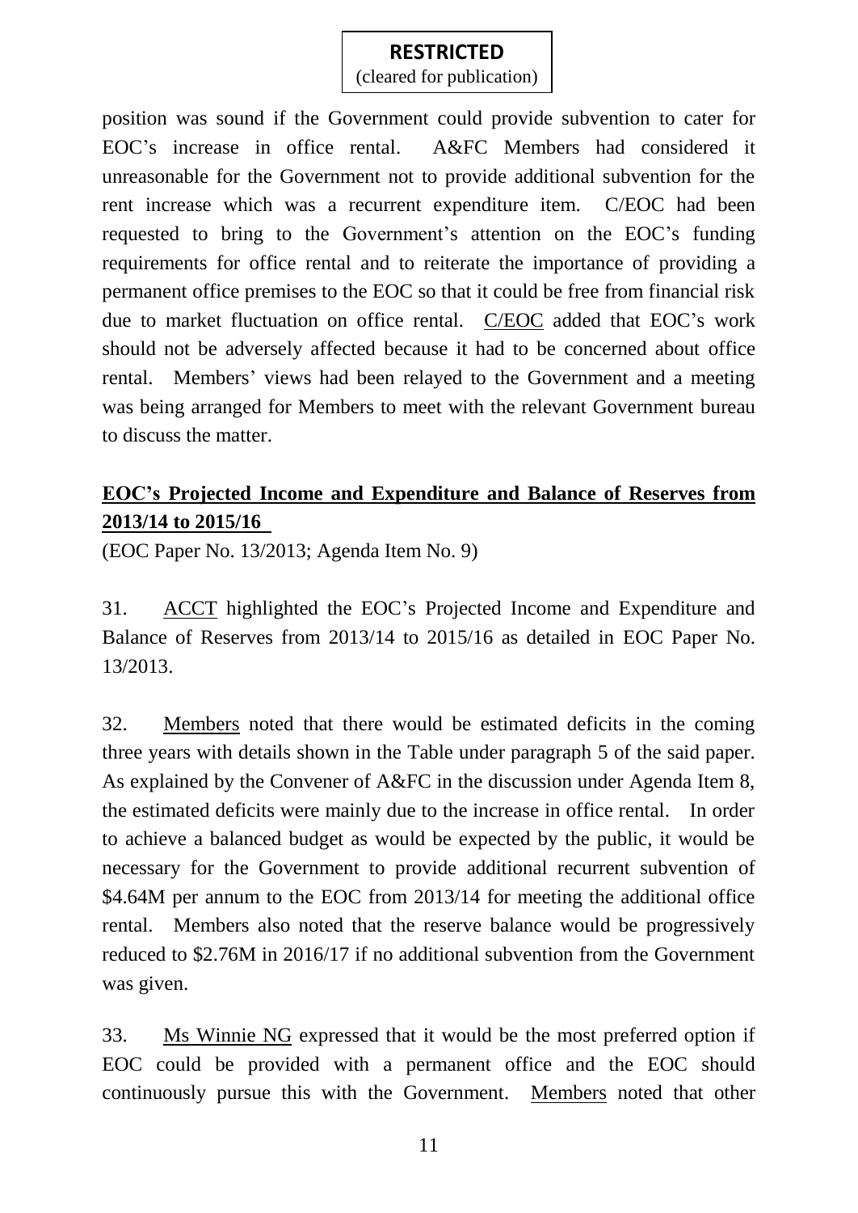**RESTRICTED**
(cleared for publication)

position was sound if the Government could provide subvention to cater for EOC's increase in office rental. A&FC Members had considered it unreasonable for the Government not to provide additional subvention for the rent increase which was a recurrent expenditure item. C/EOC had been requested to bring to the Government's attention on the EOC's funding requirements for office rental and to reiterate the importance of providing a permanent office premises to the EOC so that it could be free from financial risk due to market fluctuation on office rental. C/EOC added that EOC's work should not be adversely affected because it had to be concerned about office rental. Members' views had been relayed to the Government and a meeting was being arranged for Members to meet with the relevant Government bureau to discuss the matter.

**EOC's Projected Income and Expenditure and Balance of Reserves from 2013/14 to 2015/16**

(EOC Paper No. 13/2013; Agenda Item No. 9)

31. ACCT highlighted the EOC's Projected Income and Expenditure and Balance of Reserves from 2013/14 to 2015/16 as detailed in EOC Paper No. 13/2013.

32. Members noted that there would be estimated deficits in the coming three years with details shown in the Table under paragraph 5 of the said paper. As explained by the Convener of A&FC in the discussion under Agenda Item 8, the estimated deficits were mainly due to the increase in office rental. In order to achieve a balanced budget as would be expected by the public, it would be necessary for the Government to provide additional recurrent subvention of $4.64M per annum to the EOC from 2013/14 for meeting the additional office rental. Members also noted that the reserve balance would be progressively reduced to $2.76M in 2016/17 if no additional subvention from the Government was given.

33. Ms Winnie NG expressed that it would be the most preferred option if EOC could be provided with a permanent office and the EOC should continuously pursue this with the Government. Members noted that other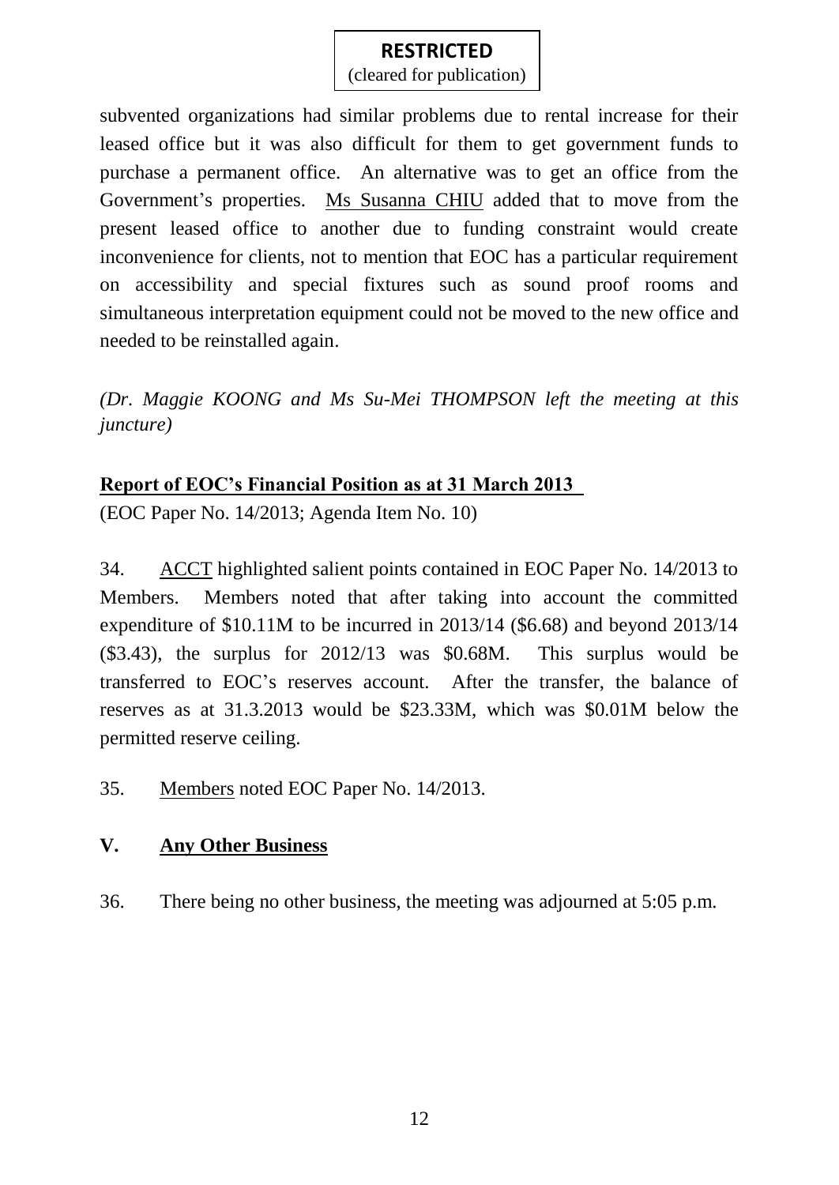subvented organizations had similar problems due to rental increase for their leased office but it was also difficult for them to get government funds to purchase a permanent office. An alternative was to get an office from the Government's properties. Ms Susanna CHIU added that to move from the present leased office to another due to funding constraint would create inconvenience for clients, not to mention that EOC has a particular requirement on accessibility and special fixtures such as sound proof rooms and simultaneous interpretation equipment could not be moved to the new office and needed to be reinstalled again.

*(Dr. Maggie KOONG and Ms Su-Mei THOMPSON left the meeting at this juncture)*

**Report of EOC's Financial Position as at 31 March 2013**

(EOC Paper No. 14/2013; Agenda Item No. 10)

34. ACCT highlighted salient points contained in EOC Paper No. 14/2013 to Members. Members noted that after taking into account the committed expenditure of $10.11M to be incurred in 2013/14 ($6.68) and beyond 2013/14 ($3.43), the surplus for 2012/13 was $0.68M. This surplus would be transferred to EOC's reserves account. After the transfer, the balance of reserves as at 31.3.2013 would be $23.33M, which was $0.01M below the permitted reserve ceiling.

35. Members noted EOC Paper No. 14/2013.

## V. Any Other Business

36. There being no other business, the meeting was adjourned at 5:05 p.m.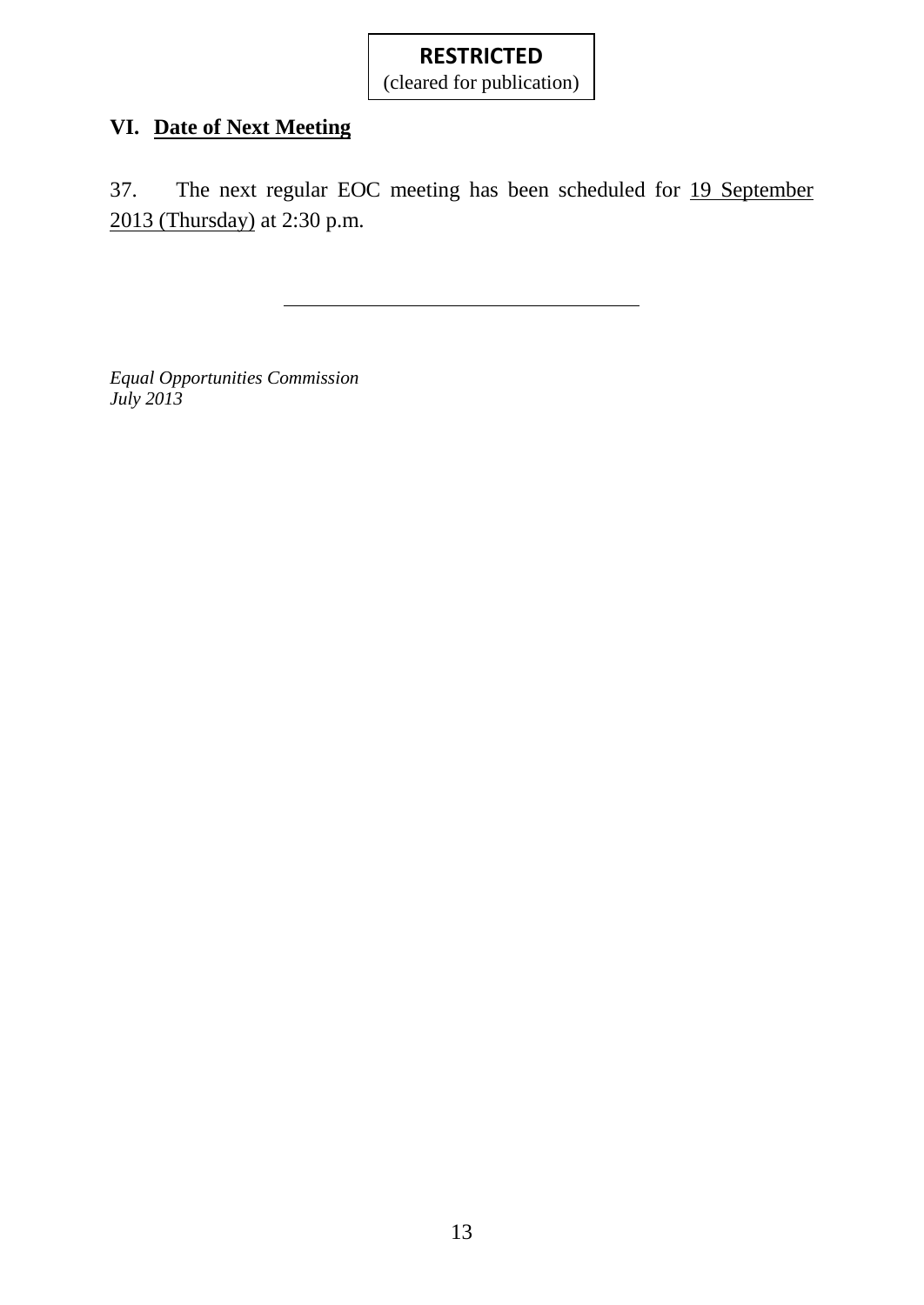**RESTRICTED**
(cleared for publication)

## VI. Date of Next Meeting

37. The next regular EOC meeting has been scheduled for 19 September 2013 (Thursday) at 2:30 p.m.

---

*Equal Opportunities Commission*
*July 2013*